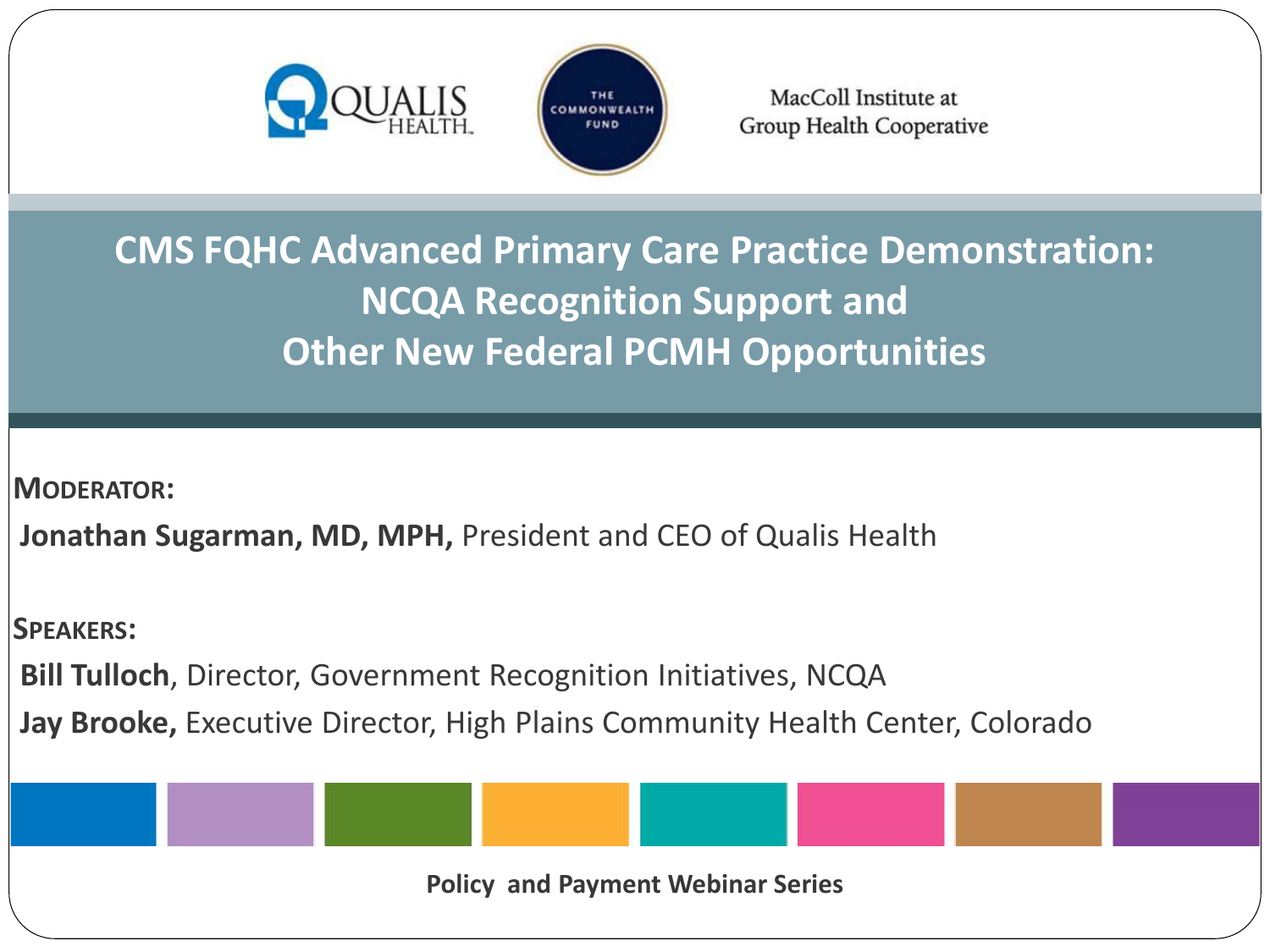QUALIS HEALTH

THE COMMONWEALTH FUND

MacColl Institute at Group Health Cooperative

# CMS FQHC Advanced Primary Care Practice Demonstration: NCQA Recognition Support and Other New Federal PCMH Opportunities

**MODERATOR:**

**Jonathan Sugarman, MD, MPH,** President and CEO of Qualis Health

**SPEAKERS:**

**Bill Tulloch**, Director, Government Recognition Initiatives, NCQA

**Jay Brooke,** Executive Director, High Plains Community Health Center, Colorado

**Policy and Payment Webinar Series**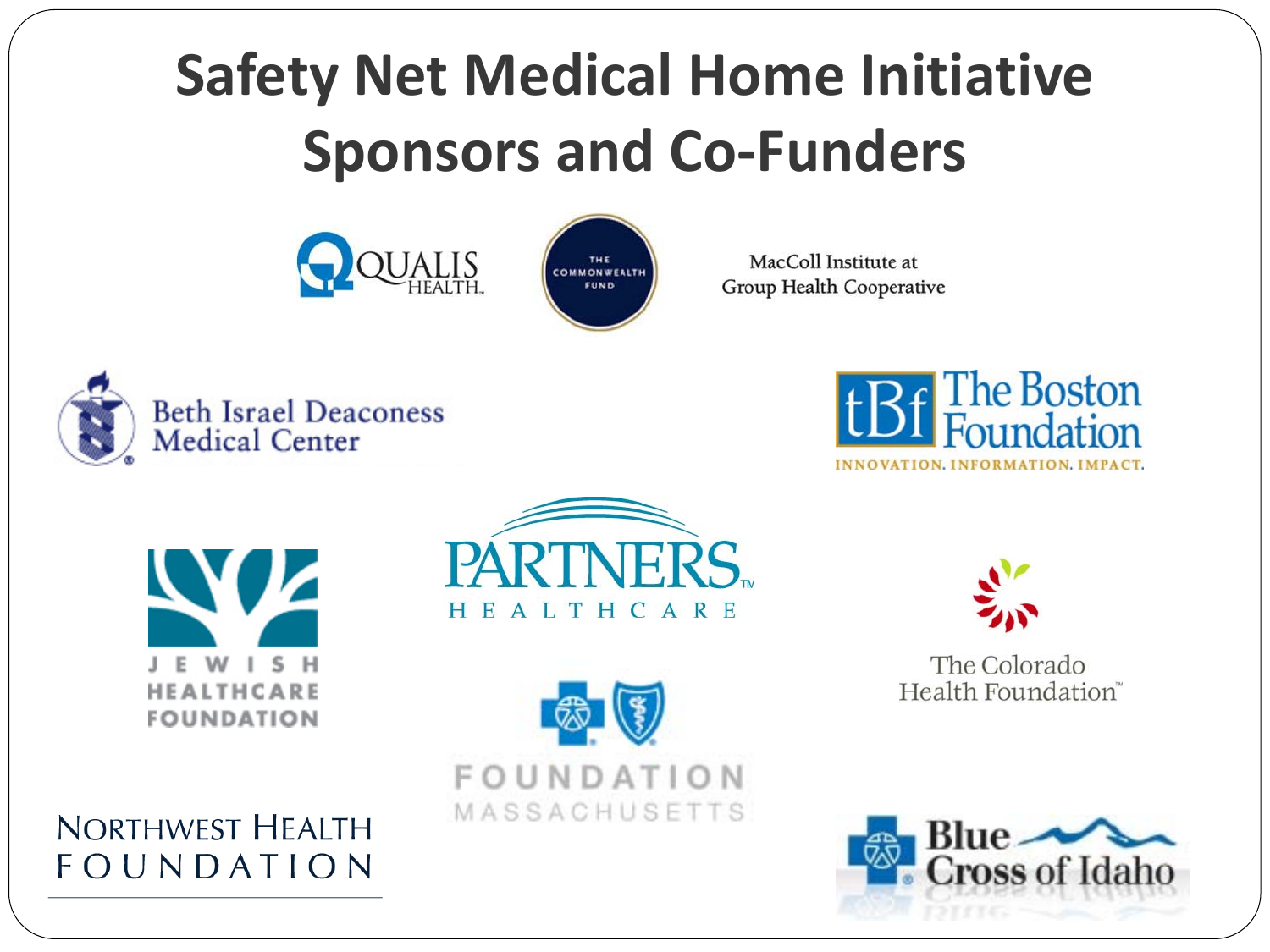# Safety Net Medical Home Initiative Sponsors and Co-Funders

QUALIS HEALTH

THE COMMONWEALTH FUND

MacColl Institute at Group Health Cooperative

Beth Israel Deaconess Medical Center

tBf The Boston Foundation
INNOVATION. INFORMATION. IMPACT.

JEWISH HEALTHCARE FOUNDATION

PARTNERS HEALTHCARE

The Colorado Health Foundation

FOUNDATION MASSACHUSETTS

NORTHWEST HEALTH FOUNDATION

Blue Cross of Idaho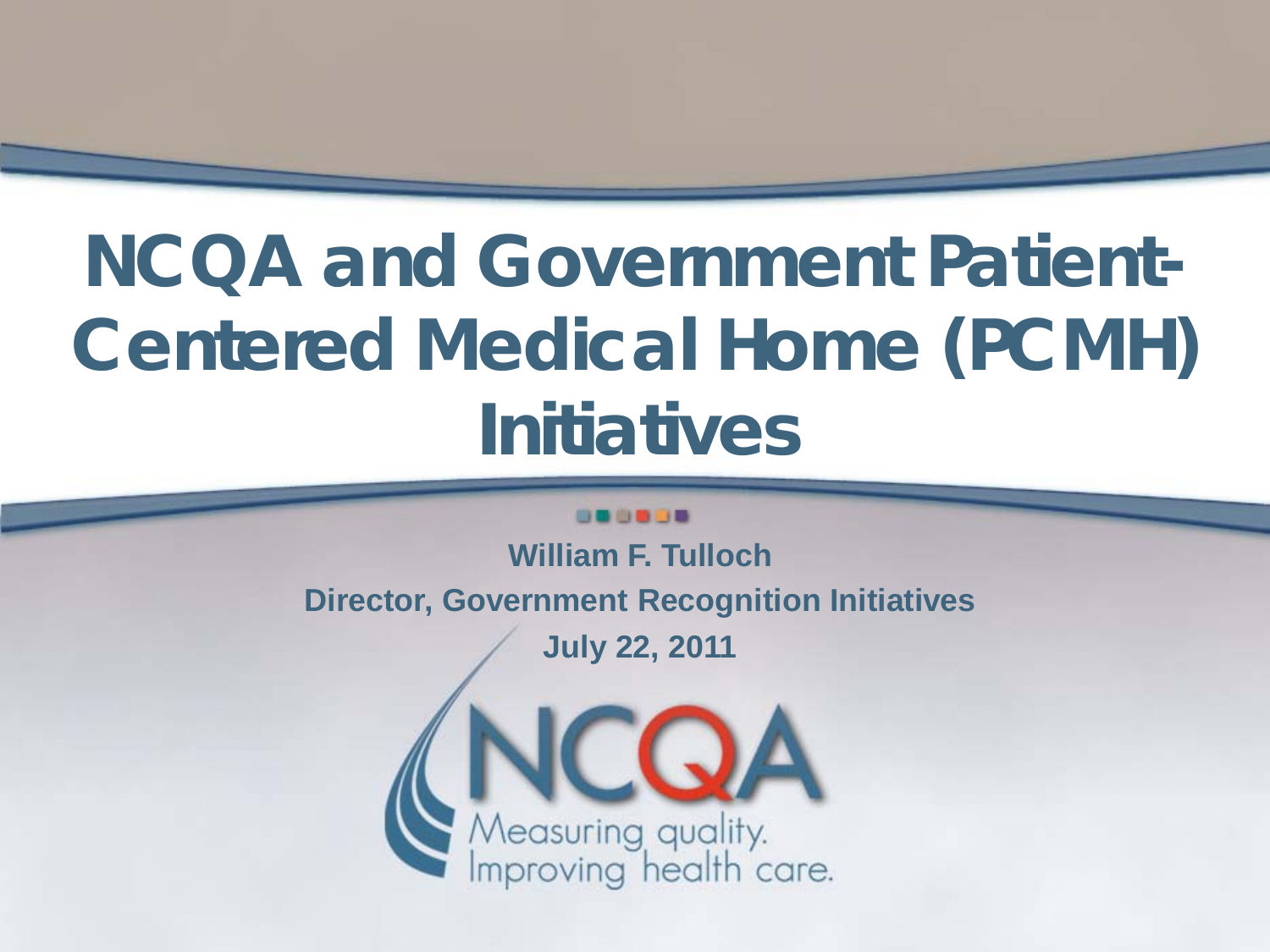# NCQA and Government Patient-Centered Medical Home (PCMH) Initiatives

**William F. Tulloch**

**Director, Government Recognition Initiatives**

**July 22, 2011**

NCQA

Measuring quality.
Improving health care.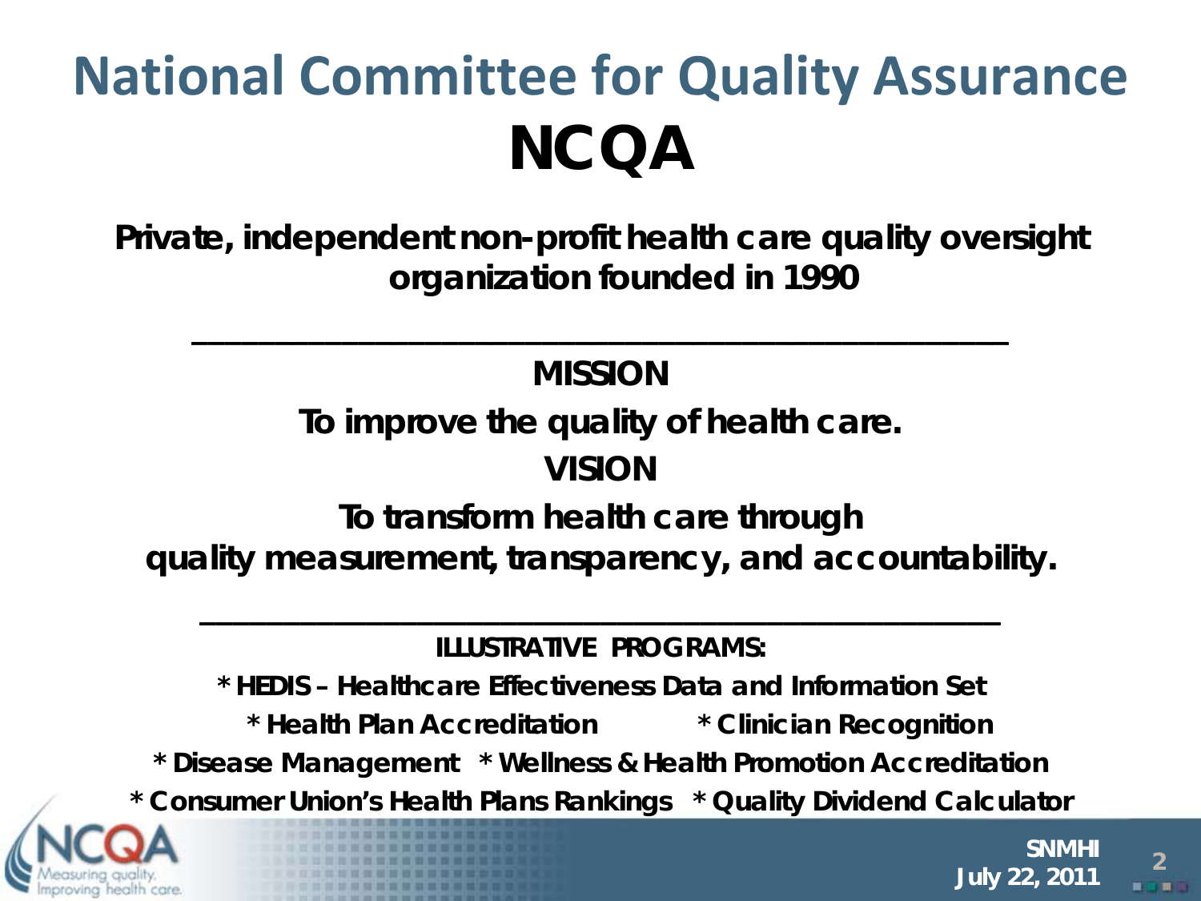# National Committee for Quality Assurance

# NCQA

**Private, independent non-profit health care quality oversight organization founded in 1990**

---

**MISSION**

**To improve the quality of health care.**

**VISION**

**To transform health care through quality measurement, transparency, and accountability.**

---

**ILLUSTRATIVE PROGRAMS:**

- **HEDIS – Healthcare Effectiveness Data and Information Set**
- **Health Plan Accreditation**
- **Clinician Recognition**
- **Disease Management**
- **Wellness & Health Promotion Accreditation**
- **Consumer Union's Health Plans Rankings**
- **Quality Dividend Calculator**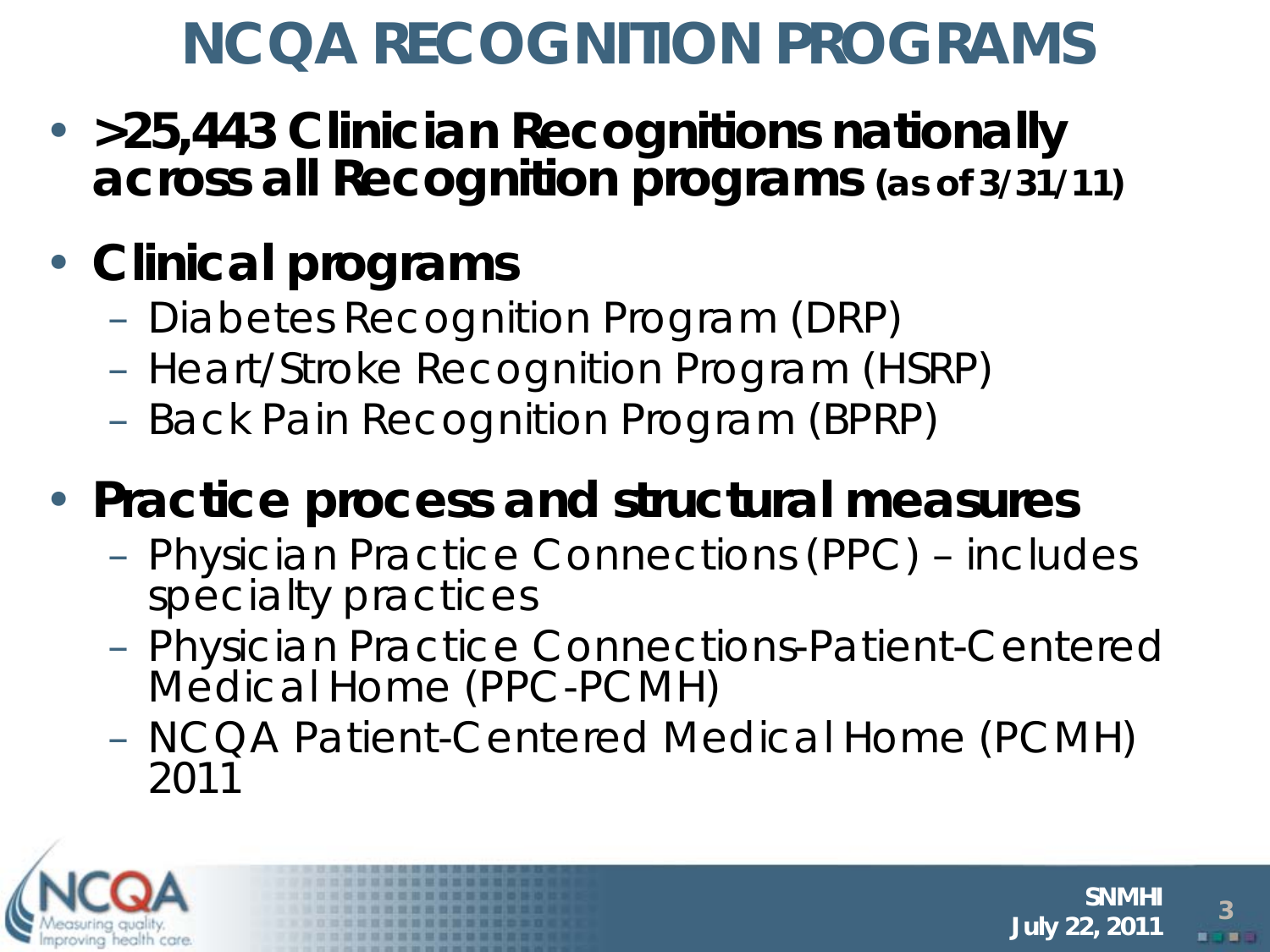# NCQA RECOGNITION PROGRAMS

- **>25,443 Clinician Recognitions nationally across all Recognition programs** **(as of 3/31/11)**
- **Clinical programs**
  - Diabetes Recognition Program (DRP)
  - Heart/Stroke Recognition Program (HSRP)
  - Back Pain Recognition Program (BPRP)
- **Practice process and structural measures**
  - Physician Practice Connections (PPC) – includes specialty practices
  - Physician Practice Connections-Patient-Centered Medical Home (PPC-PCMH)
  - NCQA Patient-Centered Medical Home (PCMH) 2011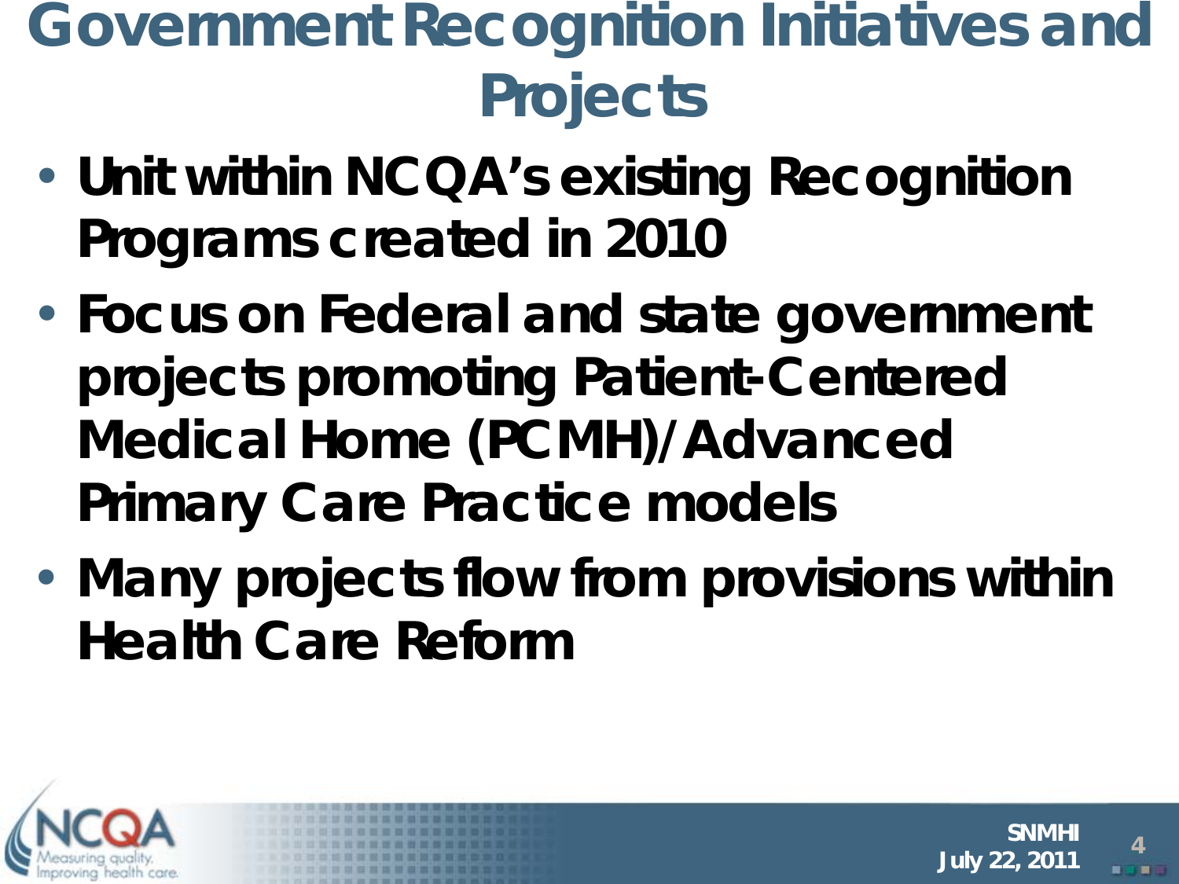# Government Recognition Initiatives and Projects

- Unit within NCQA's existing Recognition Programs created in 2010
- Focus on Federal and state government projects promoting Patient-Centered Medical Home (PCMH)/Advanced Primary Care Practice models
- Many projects flow from provisions within Health Care Reform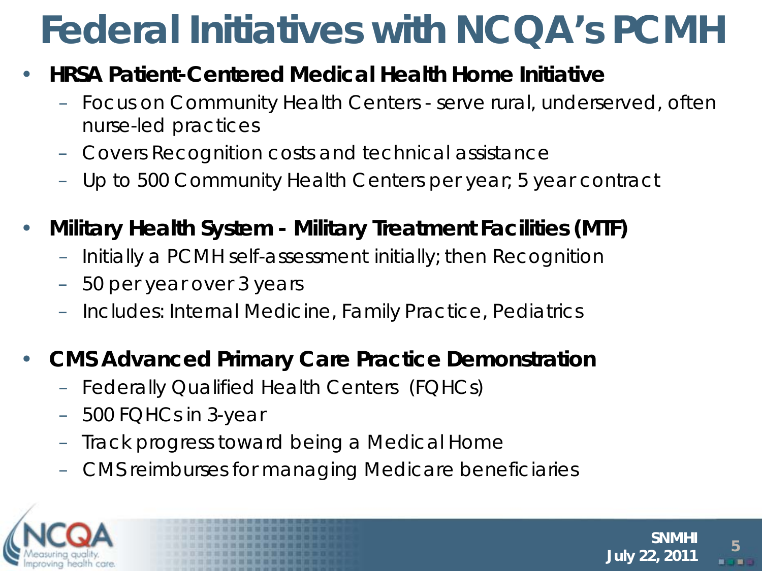# Federal Initiatives with NCQA's PCMH

- **HRSA Patient-Centered Medical Health Home Initiative**
  - Focus on Community Health Centers - serve rural, underserved, often nurse-led practices
  - Covers Recognition costs and technical assistance
  - Up to 500 Community Health Centers per year; 5 year contract
- **Military Health System - Military Treatment Facilities (MTF)**
  - Initially a PCMH self-assessment initially; then Recognition
  - 50 per year over 3 years
  - Includes: Internal Medicine, Family Practice, Pediatrics
- **CMS Advanced Primary Care Practice Demonstration**
  - Federally Qualified Health Centers (FQHCs)
  - 500 FQHCs in 3-year
  - Track progress toward being a Medical Home
  - CMS reimburses for managing Medicare beneficiaries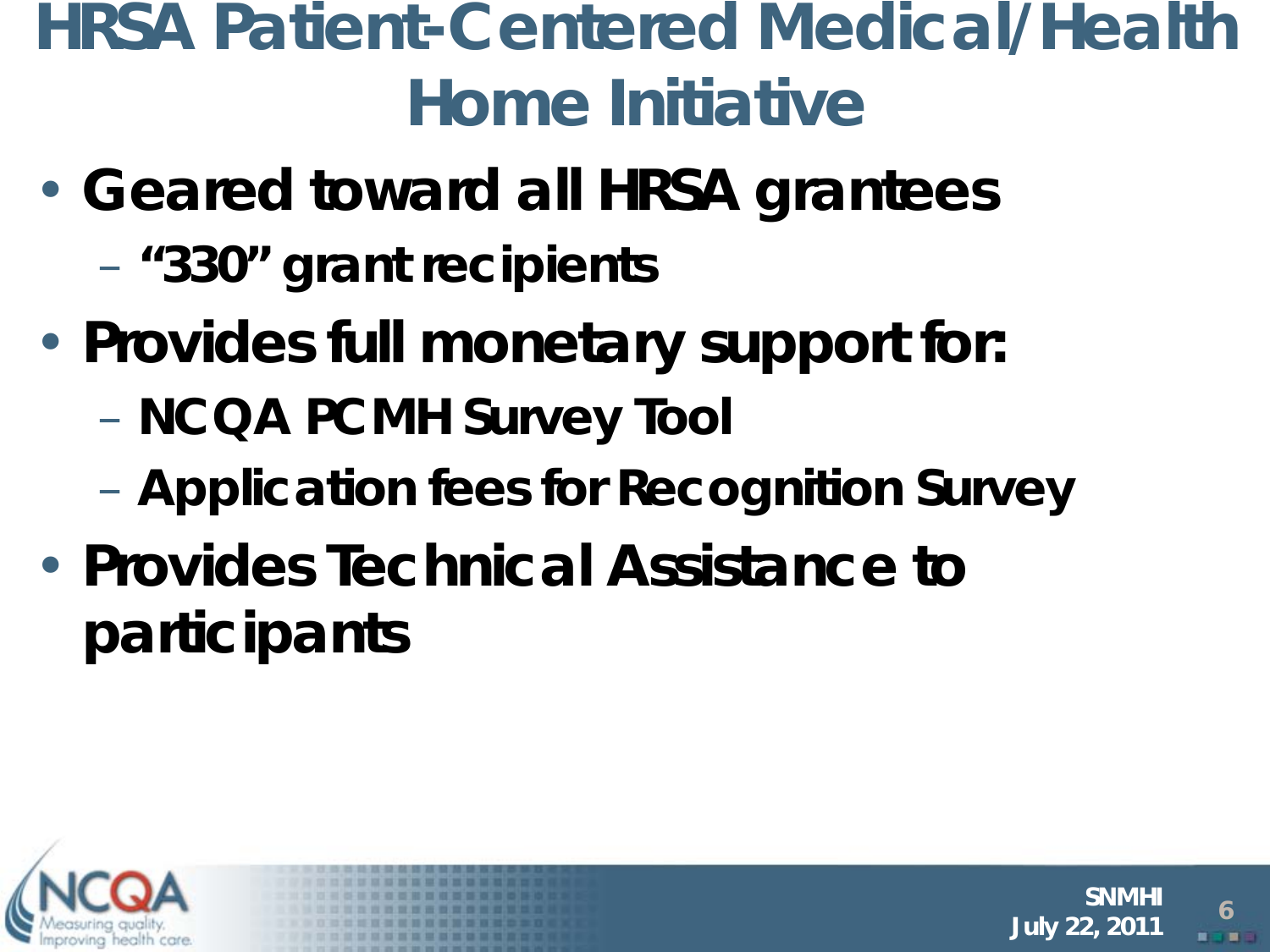# HRSA Patient-Centered Medical/Health Home Initiative

- **Geared toward all HRSA grantees**
  - **"330" grant recipients**
- **Provides full monetary support for:**
  - **NCQA PCMH Survey Tool**
  - **Application fees for Recognition Survey**
- **Provides Technical Assistance to participants**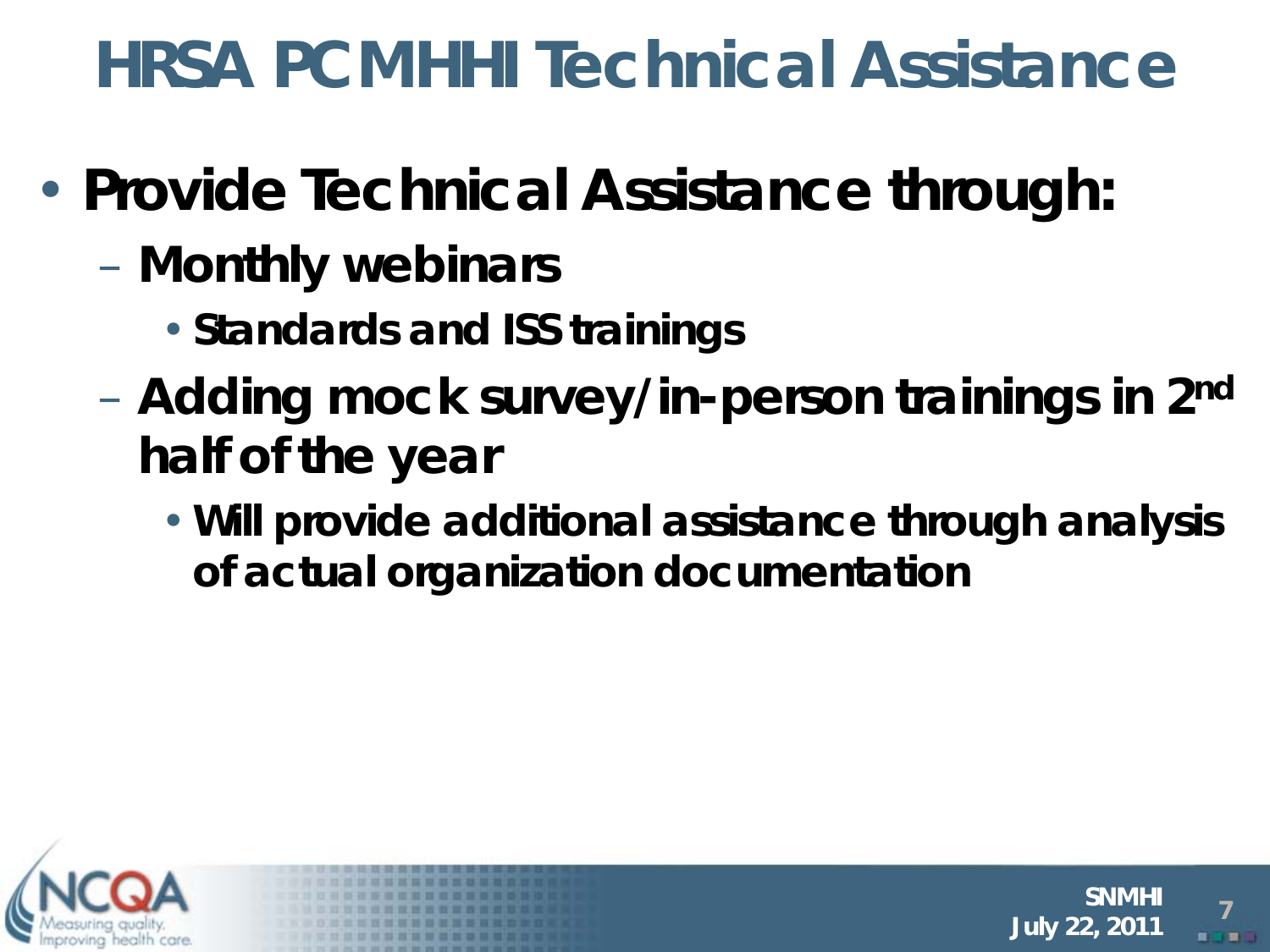# HRSA PCMHHI Technical Assistance

- **Provide Technical Assistance through:**
  - Monthly webinars
    - Standards and ISS trainings
  - Adding mock survey/in-person trainings in 2nd half of the year
    - Will provide additional assistance through analysis of actual organization documentation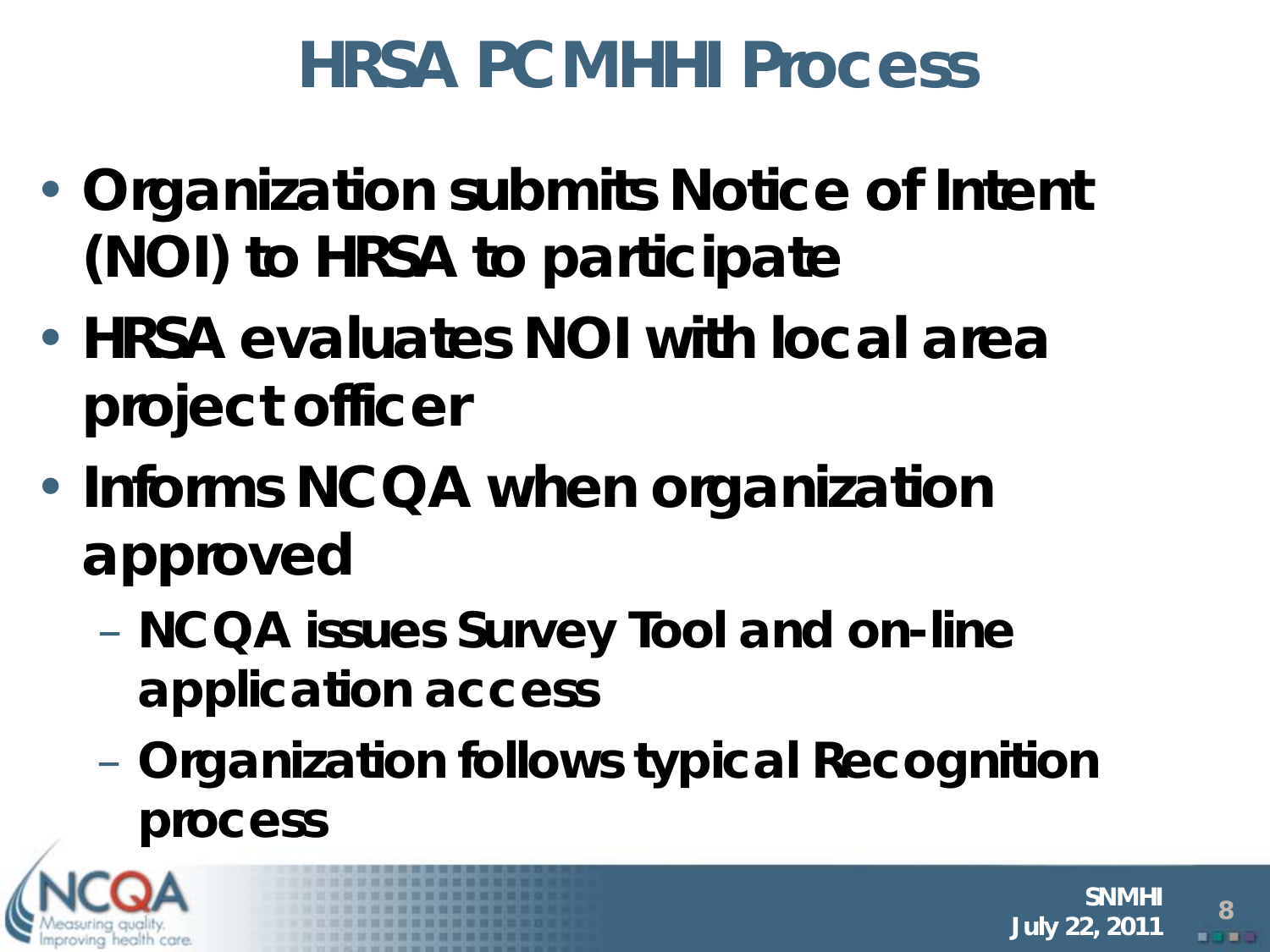# HRSA PCMHHI Process

- Organization submits Notice of Intent (NOI) to HRSA to participate
- HRSA evaluates NOI with local area project officer
- Informs NCQA when organization approved
  - NCQA issues Survey Tool and on-line application access
  - Organization follows typical Recognition process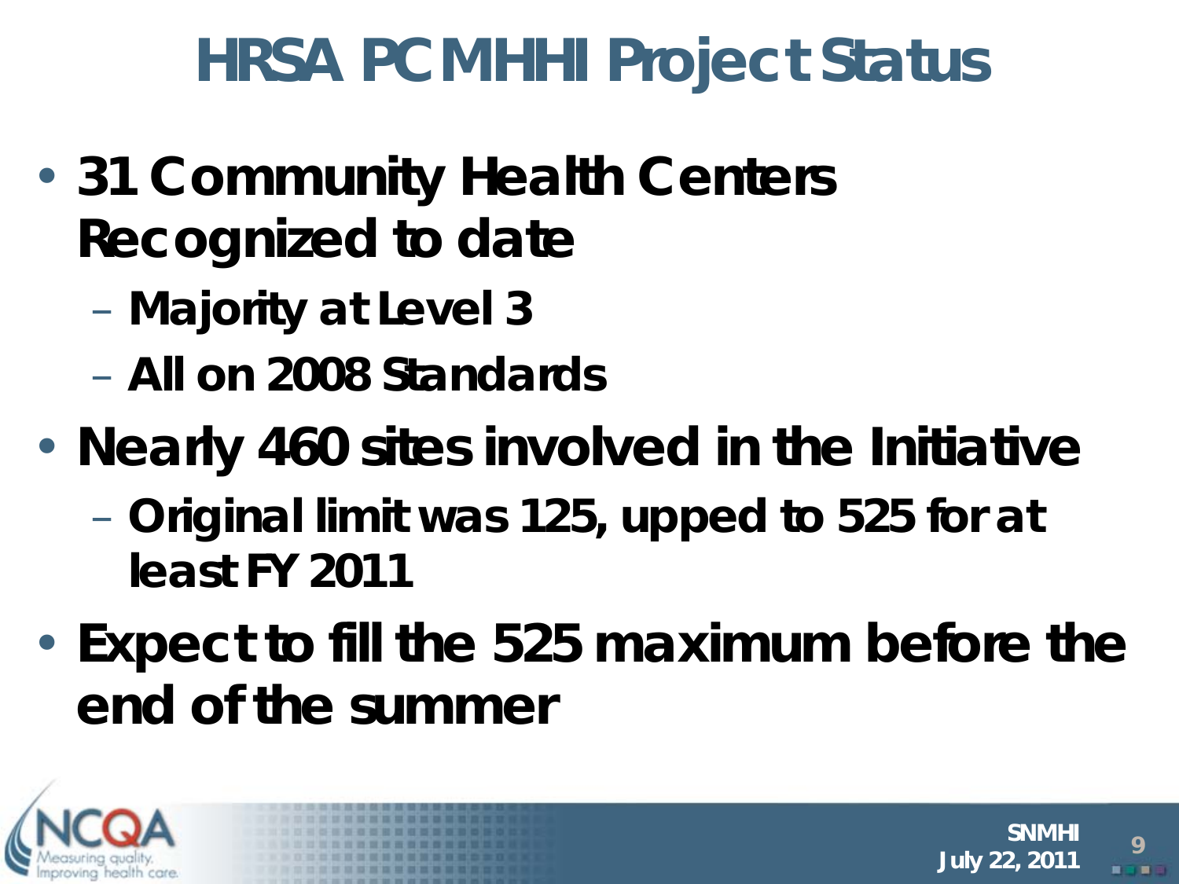# HRSA PCMHHI Project Status

- 31 Community Health Centers Recognized to date
  - Majority at Level 3
  - All on 2008 Standards
- Nearly 460 sites involved in the Initiative
  - Original limit was 125, upped to 525 for at least FY 2011
- Expect to fill the 525 maximum before the end of the summer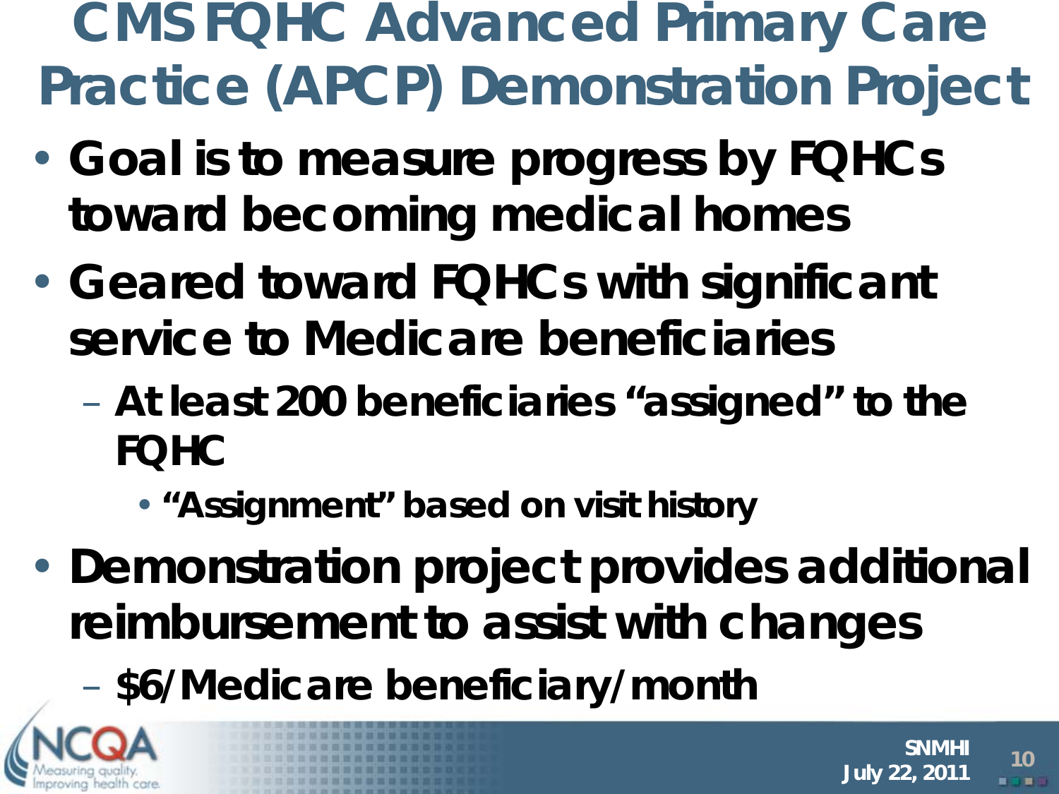# CMS FQHC Advanced Primary Care Practice (APCP) Demonstration Project

- **Goal is to measure progress by FQHCs toward becoming medical homes**
- **Geared toward FQHCs with significant service to Medicare beneficiaries**
  - **At least 200 beneficiaries "assigned" to the FQHC**
    - **"Assignment" based on visit history**
- **Demonstration project provides additional reimbursement to assist with changes**
  - **$6/Medicare beneficiary/month**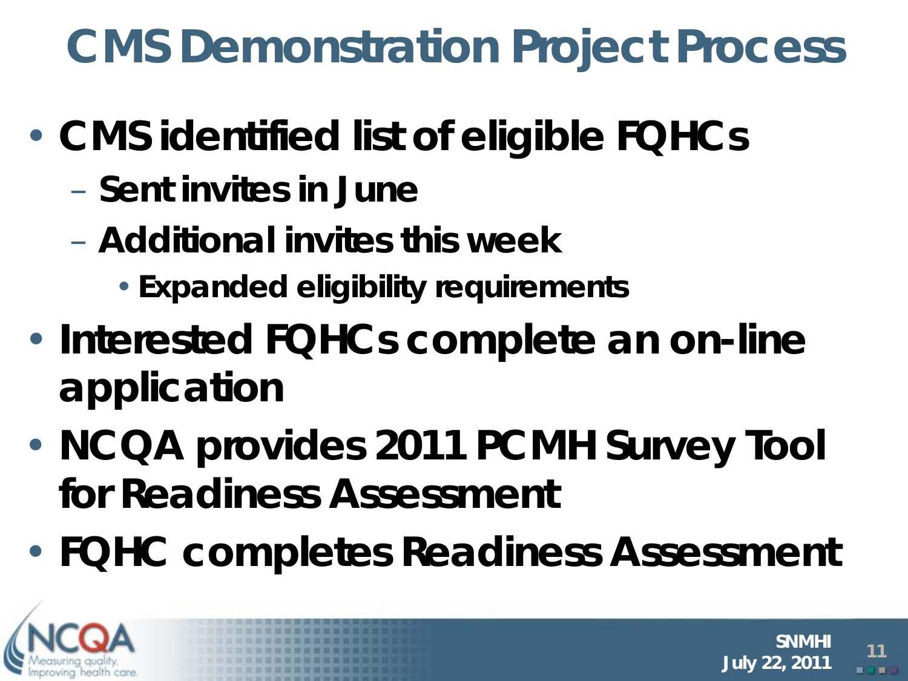# CMS Demonstration Project Process

- CMS identified list of eligible FQHCs
  - Sent invites in June
  - Additional invites this week
    - Expanded eligibility requirements
- Interested FQHCs complete an on-line application
- NCQA provides 2011 PCMH Survey Tool for Readiness Assessment
- FQHC completes Readiness Assessment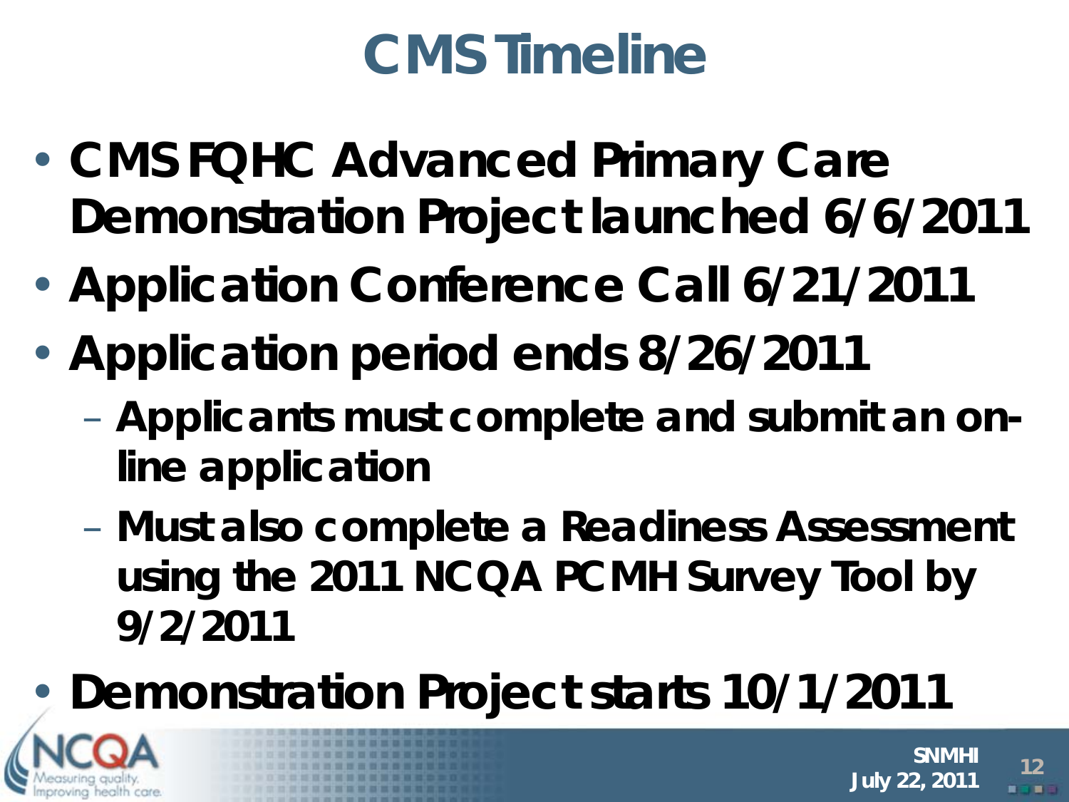# CMS Timeline

- CMS FQHC Advanced Primary Care Demonstration Project launched 6/6/2011
- Application Conference Call 6/21/2011
- Application period ends 8/26/2011
  - Applicants must complete and submit an on-line application
  - Must also complete a Readiness Assessment using the 2011 NCQA PCMH Survey Tool by 9/2/2011
- Demonstration Project starts 10/1/2011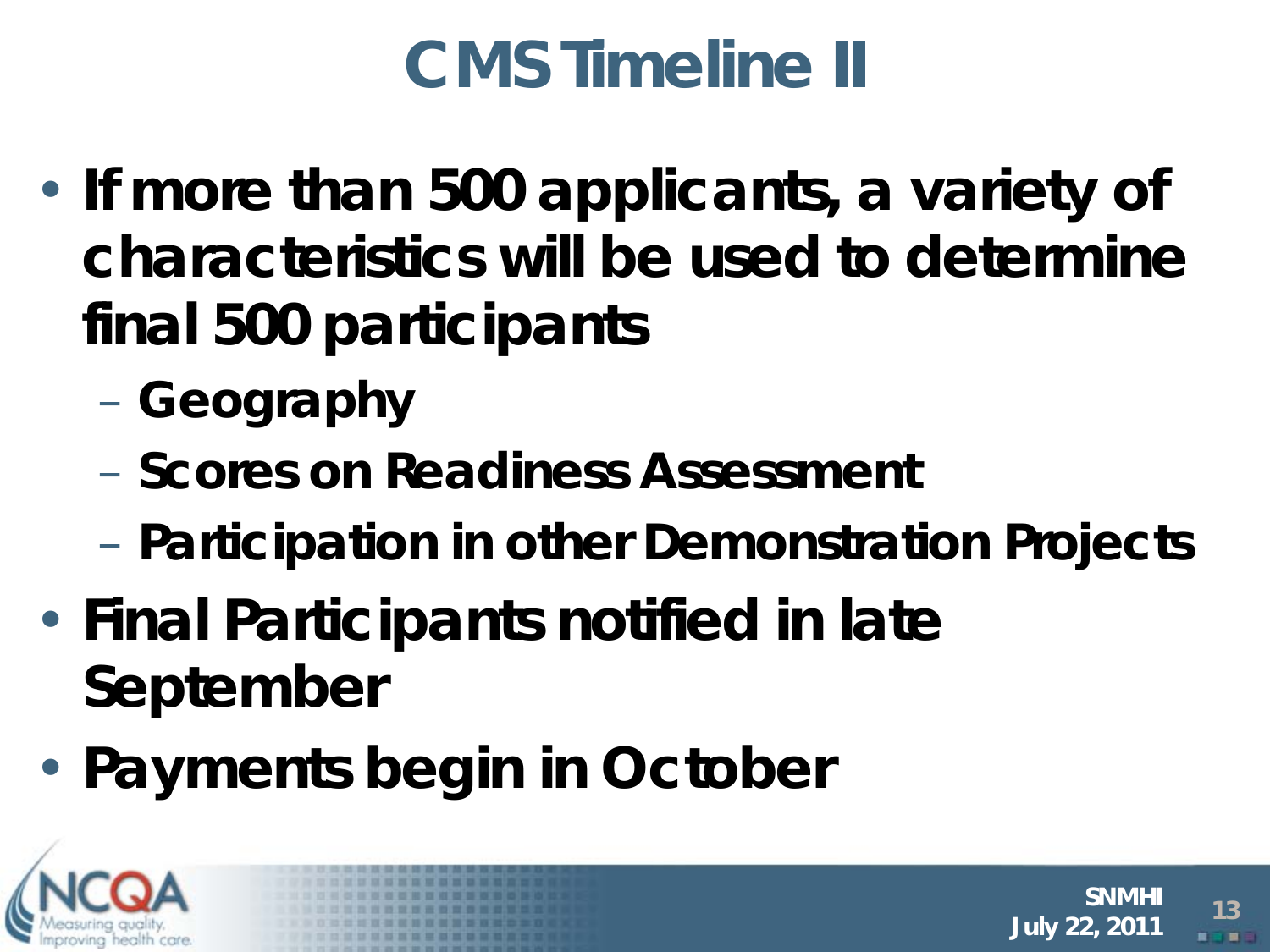# CMS Timeline II

- If more than 500 applicants, a variety of characteristics will be used to determine final 500 participants
  - Geography
  - Scores on Readiness Assessment
  - Participation in other Demonstration Projects
- Final Participants notified in late September
- Payments begin in October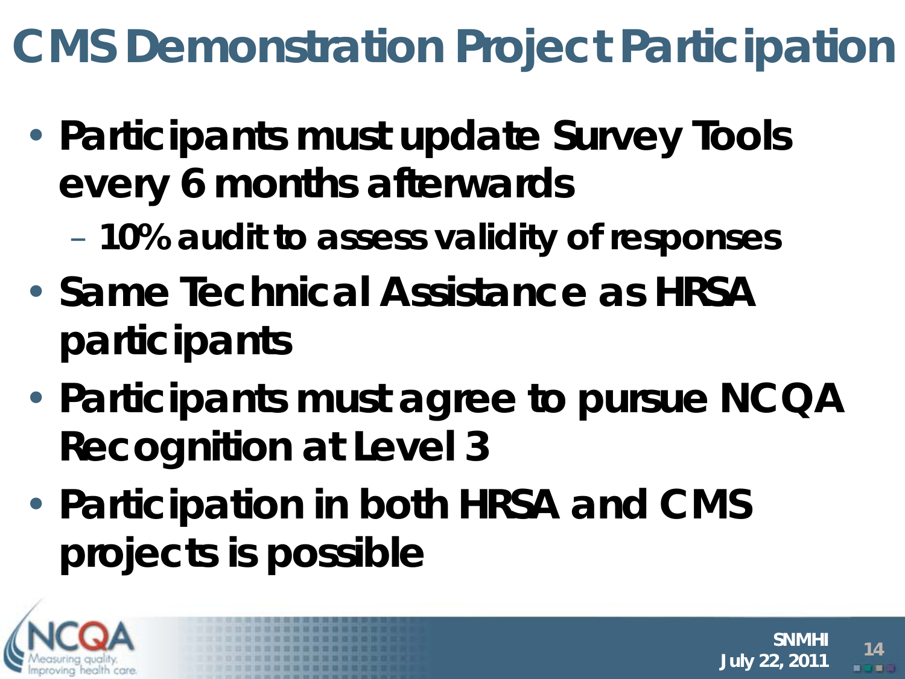# CMS Demonstration Project Participation

- Participants must update Survey Tools every 6 months afterwards
  - 10% audit to assess validity of responses
- Same Technical Assistance as HRSA participants
- Participants must agree to pursue NCQA Recognition at Level 3
- Participation in both HRSA and CMS projects is possible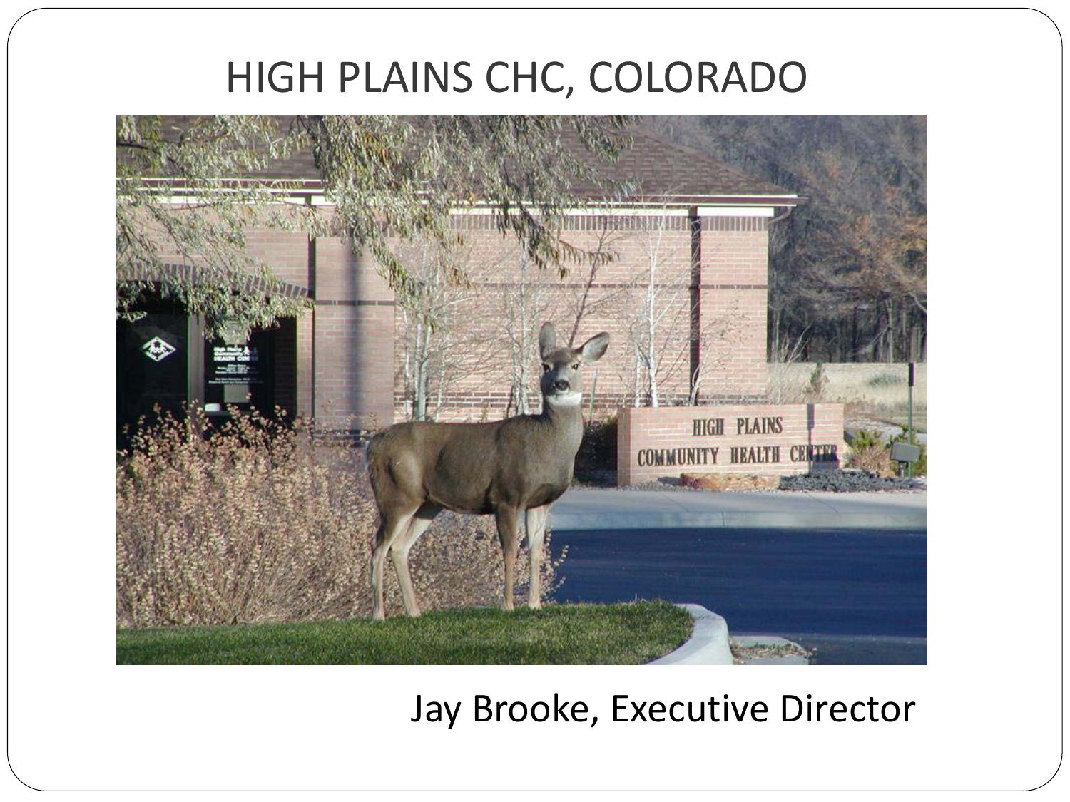# HIGH PLAINS CHC, COLORADO

Jay Brooke, Executive Director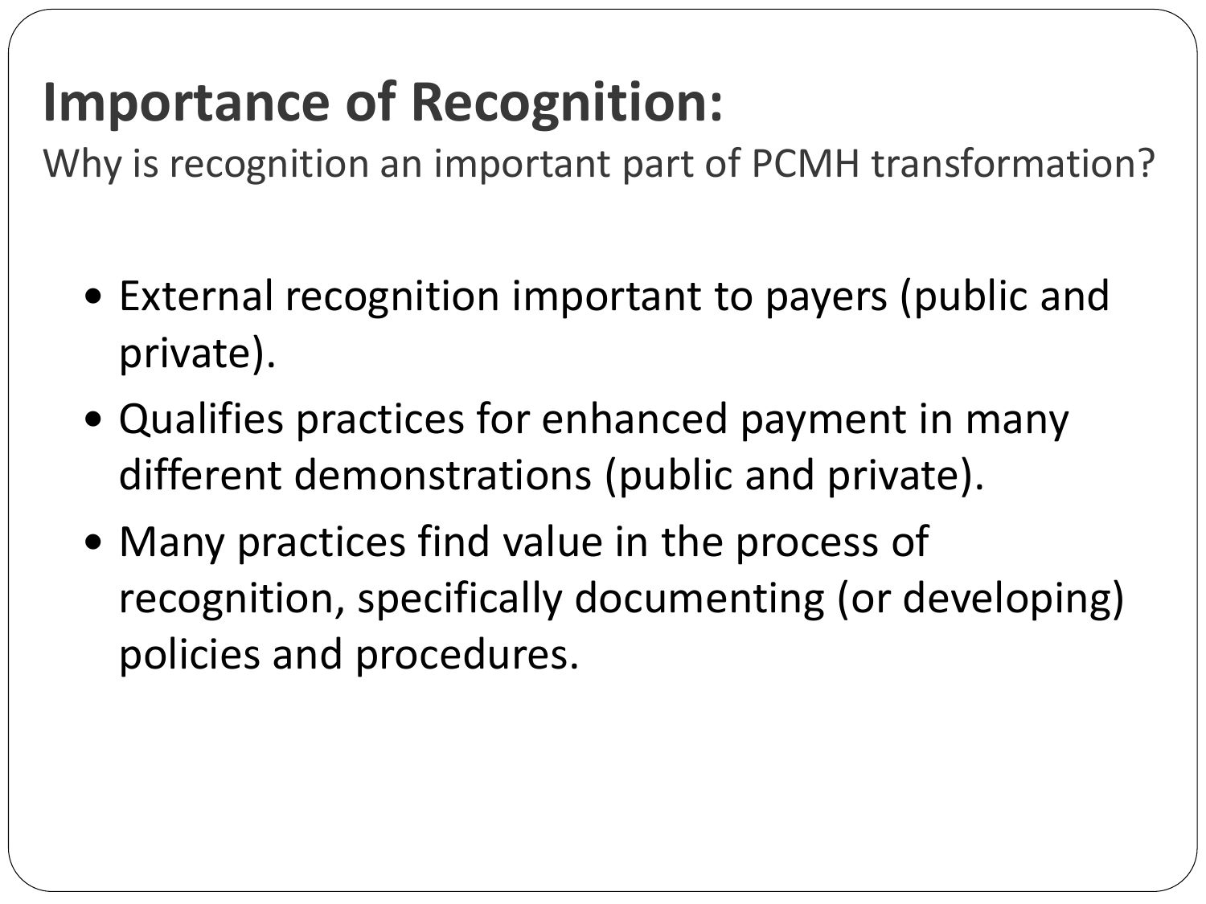# Importance of Recognition:

Why is recognition an important part of PCMH transformation?

- External recognition important to payers (public and private).
- Qualifies practices for enhanced payment in many different demonstrations (public and private).
- Many practices find value in the process of recognition, specifically documenting (or developing) policies and procedures.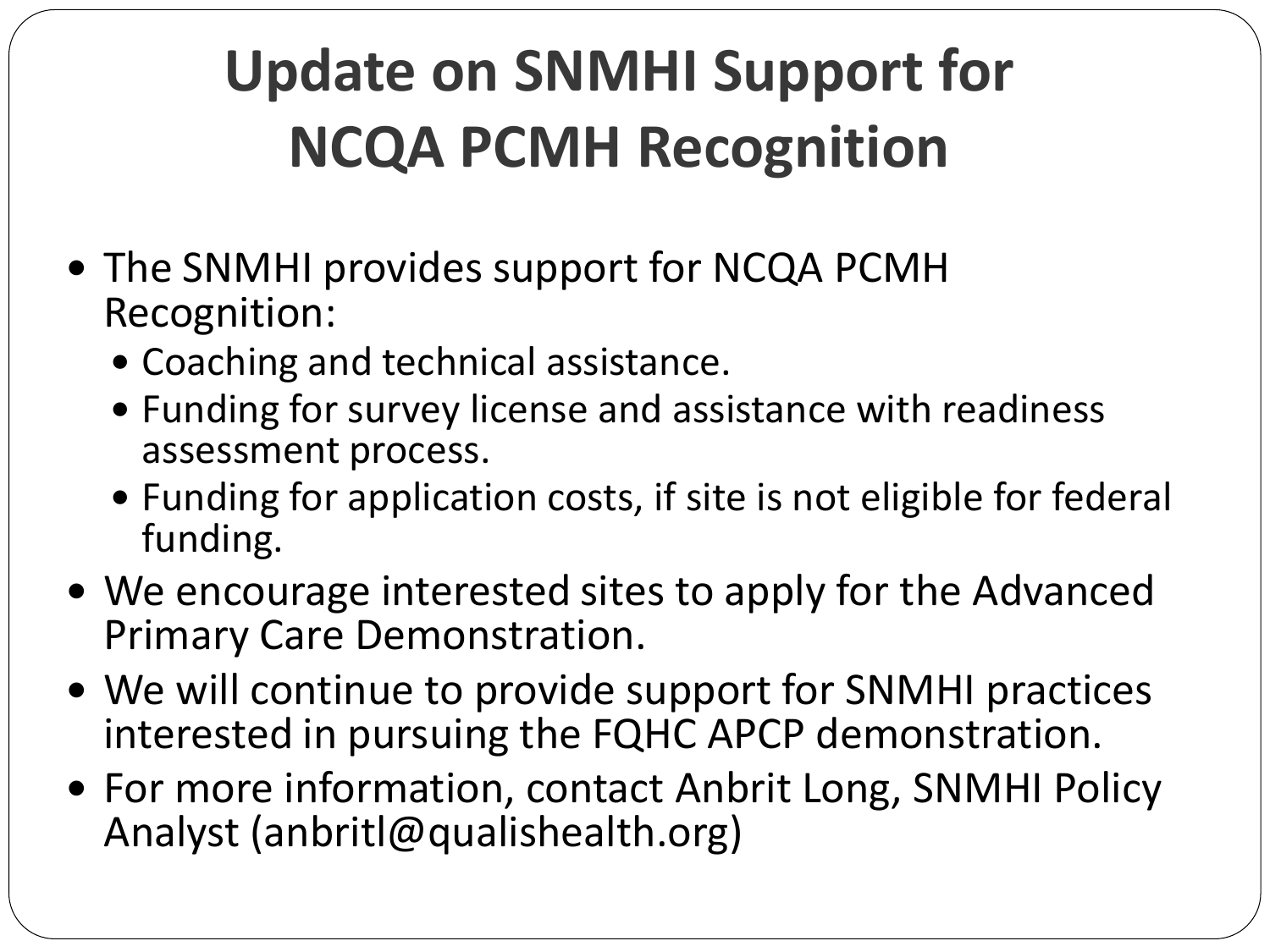# Update on SNMHI Support for NCQA PCMH Recognition

- The SNMHI provides support for NCQA PCMH Recognition:
  - Coaching and technical assistance.
  - Funding for survey license and assistance with readiness assessment process.
  - Funding for application costs, if site is not eligible for federal funding.
- We encourage interested sites to apply for the Advanced Primary Care Demonstration.
- We will continue to provide support for SNMHI practices interested in pursuing the FQHC APCP demonstration.
- For more information, contact Anbrit Long, SNMHI Policy Analyst (anbritl@qualishealth.org)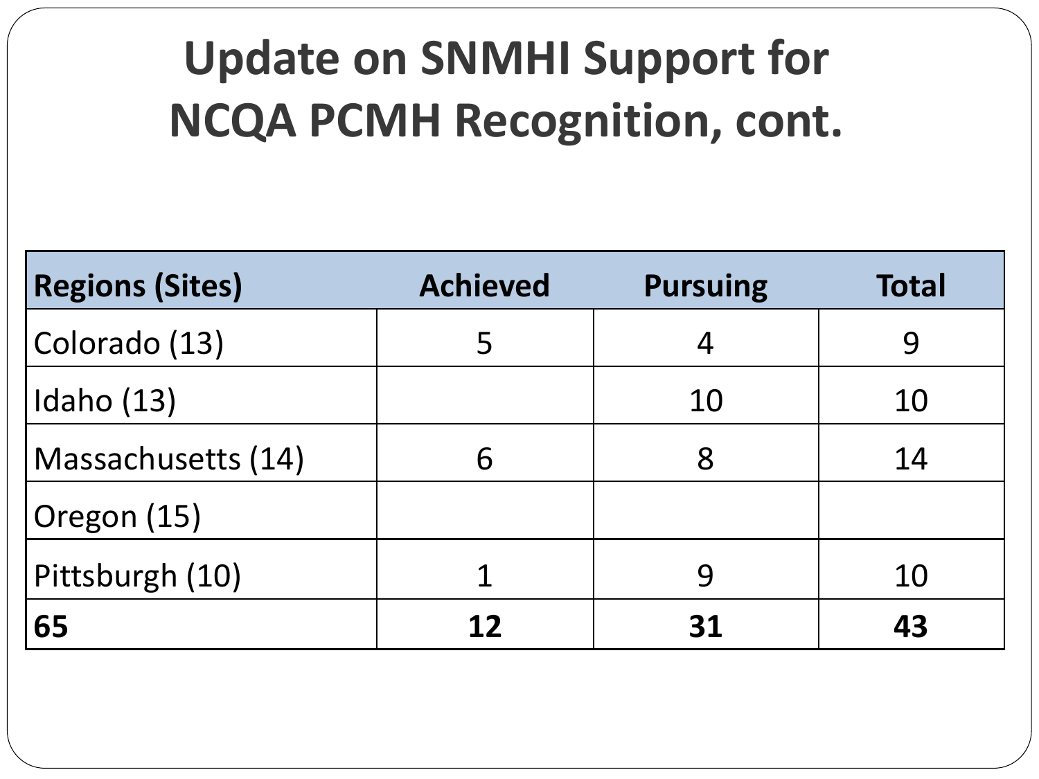# Update on SNMHI Support for NCQA PCMH Recognition, cont.

| Regions (Sites) | Achieved | Pursuing | Total |
|---|---|---|---|
| Colorado (13) | 5 | 4 | 9 |
| Idaho (13) | | 10 | 10 |
| Massachusetts (14) | 6 | 8 | 14 |
| Oregon (15) | | | |
| Pittsburgh (10) | 1 | 9 | 10 |
| **65** | **12** | **31** | **43** |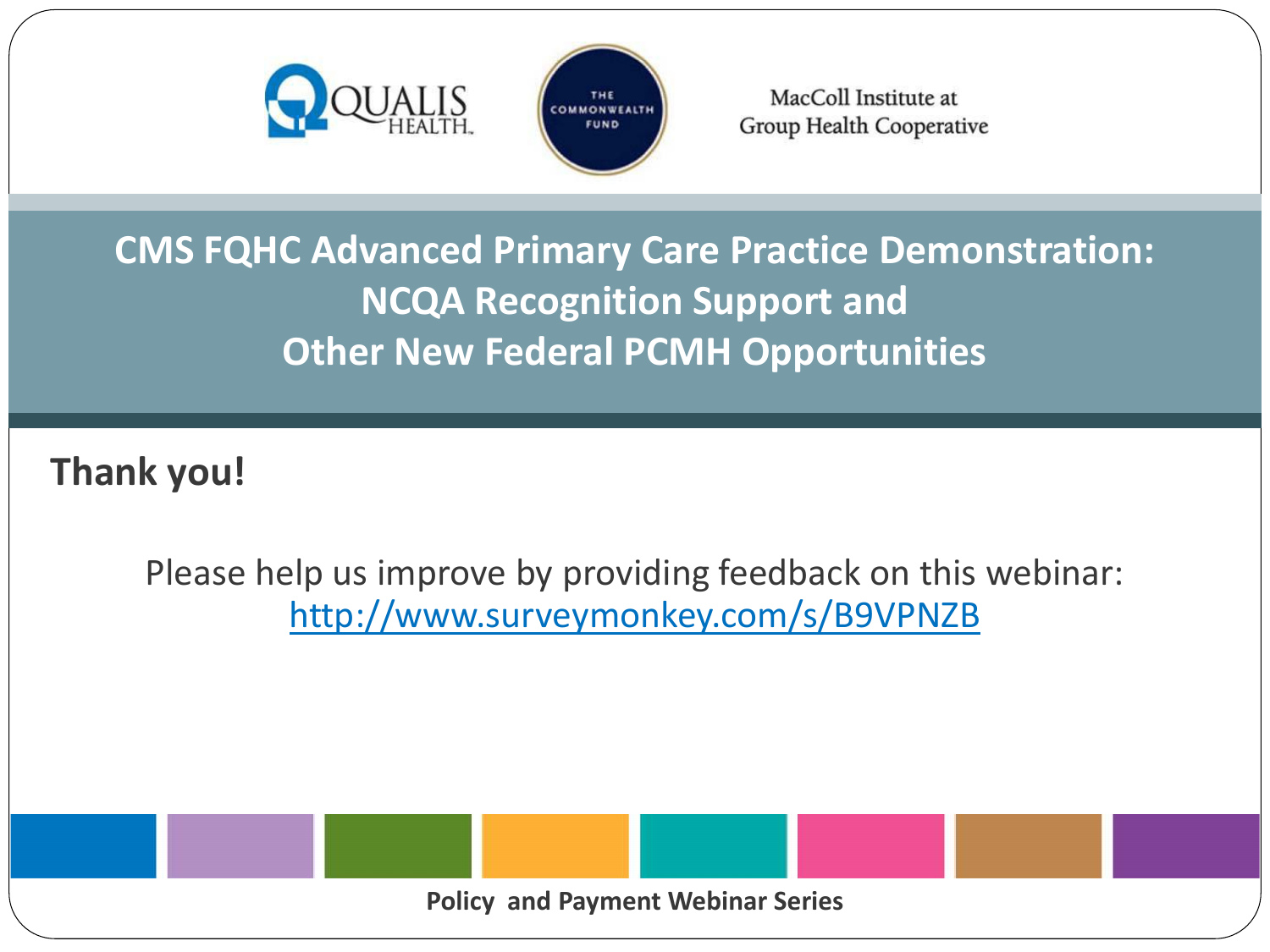QUALIS HEALTH

THE COMMONWEALTH FUND

MacColl Institute at Group Health Cooperative

# CMS FQHC Advanced Primary Care Practice Demonstration: NCQA Recognition Support and Other New Federal PCMH Opportunities

**Thank you!**

Please help us improve by providing feedback on this webinar:
http://www.surveymonkey.com/s/B9VPNZB

**Policy and Payment Webinar Series**